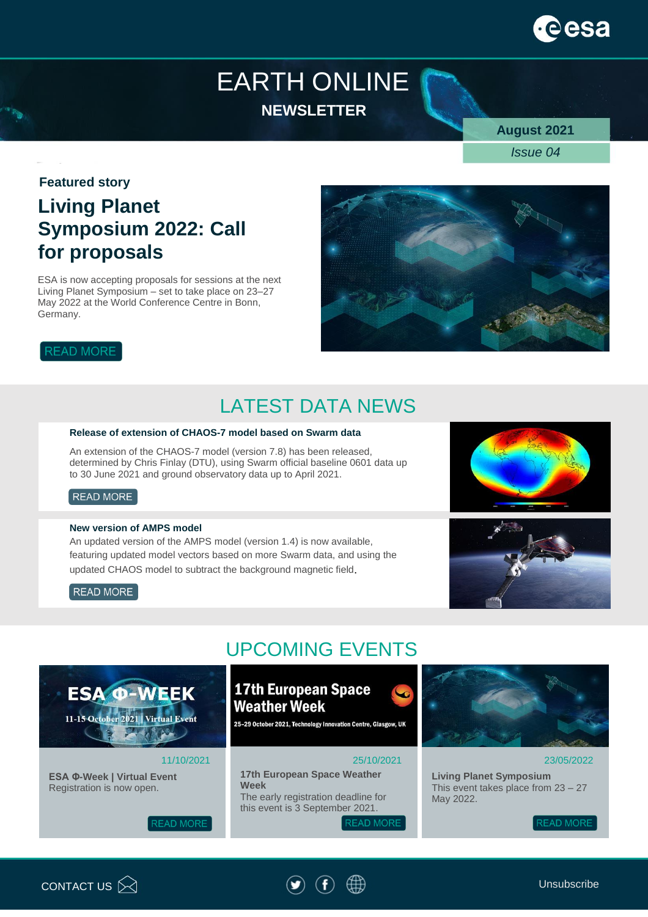# EARTH ONLINE

## NEWSLETTER

**August 2021**

*Issue 04*

### Featured story

## Living Planet Symposium 2022: Call for proposals

ESA is now accepting proposals for sessions at the next Living Planet Symposium – set to take place on 23–27 May 2022 at the World Conference Centre in Bonn, Germany.

READ MORE

## LATEST DATA NEWS

**Release of extension of CHAOS-7 model based on Swarm data**

An extension of the CHAOS-7 model (version 7.8) has been released, determined by Chris Finlay (DTU), using Swarm official baseline 0601 data up to 30 June 2021 and ground observatory data up to April 2021.

READ MORE

**New version of AMPS model**

An updated version of the AMPS model (version 1.4) is now available, featuring updated model vectors based on more Swarm data, and using the updated CHAOS model to subtract the background magnetic field.

READ MORE

## UPCOMING EVENTS

**ESA Φ-WEEK**
11-15 October 2021 | Virtual Event

11/10/2021

**ESA Φ-Week | Virtual Event**
Registration is now open.

READ MORE

**17th European Space Weather Week**
25–29 October 2021, Technology Innovation Centre, Glasgow, UK

25/10/2021

**17th European Space Weather Week**
The early registration deadline for this event is 3 September 2021.

READ MORE

23/05/2022

**Living Planet Symposium**
This event takes place from 23 – 27 May 2022.

READ MORE

CONTACT US

Unsubscribe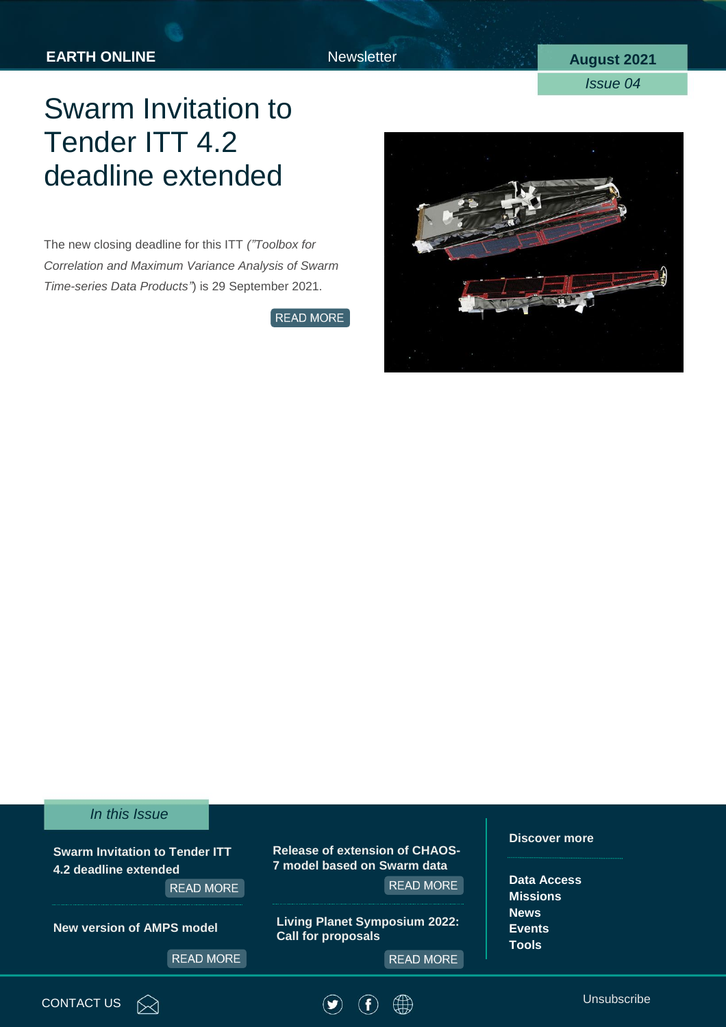EARTH ONLINE Newsletter

August 2021

*Issue 04*

# Swarm Invitation to Tender ITT 4.2 deadline extended

The new closing deadline for this ITT *("Toolbox for Correlation and Maximum Variance Analysis of Swarm Time-series Data Products")* is 29 September 2021.

READ MORE

*In this Issue*

**Swarm Invitation to Tender ITT 4.2 deadline extended**

READ MORE

**New version of AMPS model**

READ MORE

**Release of extension of CHAOS-7 model based on Swarm data**

READ MORE

**Living Planet Symposium 2022: Call for proposals**

READ MORE

**Discover more**

**Data Access**
**Missions**
**News**
**Events**
**Tools**

CONTACT US

Unsubscribe